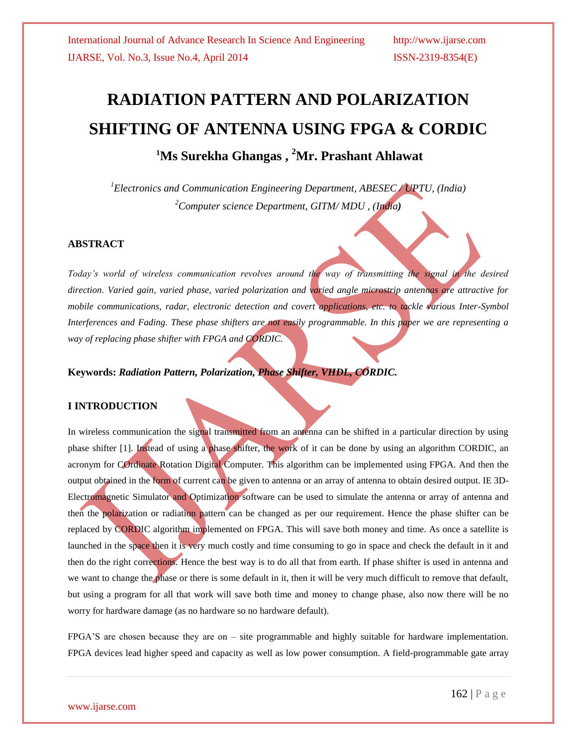# RADIATION PATTERN AND POLARIZATION SHIFTING OF ANTENNA USING FPGA & CORDIC

## [1]Ms Surekha Ghangas , [2]Mr. Prashant Ahlawat

*[1]Electronics and Communication Engineering Department, ABESEC / UPTU, (India)*
*[2]Computer science Department, GITM/ MDU , (India)*

## ABSTRACT

*Today's world of wireless communication revolves around the way of transmitting the signal in the desired direction. Varied gain, varied phase, varied polarization and varied angle microstrip antennas are attractive for mobile communications, radar, electronic detection and covert applications, etc. to tackle various Inter-Symbol Interferences and Fading. These phase shifters are not easily programmable. In this paper we are representing a way of replacing phase shifter with FPGA and CORDIC.*

**Keywords:** ***Radiation Pattern, Polarization, Phase Shifter, VHDL, CORDIC.***

## I INTRODUCTION

In wireless communication the signal transmitted from an antenna can be shifted in a particular direction by using phase shifter [1]. Instead of using a phase shifter, the work of it can be done by using an algorithm CORDIC, an acronym for COrdinate Rotation Digital Computer. This algorithm can be implemented using FPGA. And then the output obtained in the form of current can be given to antenna or an array of antenna to obtain desired output. IE 3D-Electromagnetic Simulator and Optimization software can be used to simulate the antenna or array of antenna and then the polarization or radiation pattern can be changed as per our requirement. Hence the phase shifter can be replaced by CORDIC algorithm implemented on FPGA. This will save both money and time. As once a satellite is launched in the space then it is very much costly and time consuming to go in space and check the default in it and then do the right corrections. Hence the best way is to do all that from earth. If phase shifter is used in antenna and we want to change the phase or there is some default in it, then it will be very much difficult to remove that default, but using a program for all that work will save both time and money to change phase, also now there will be no worry for hardware damage (as no hardware so no hardware default).

FPGA'S are chosen because they are on – site programmable and highly suitable for hardware implementation. FPGA devices lead higher speed and capacity as well as low power consumption. A field-programmable gate array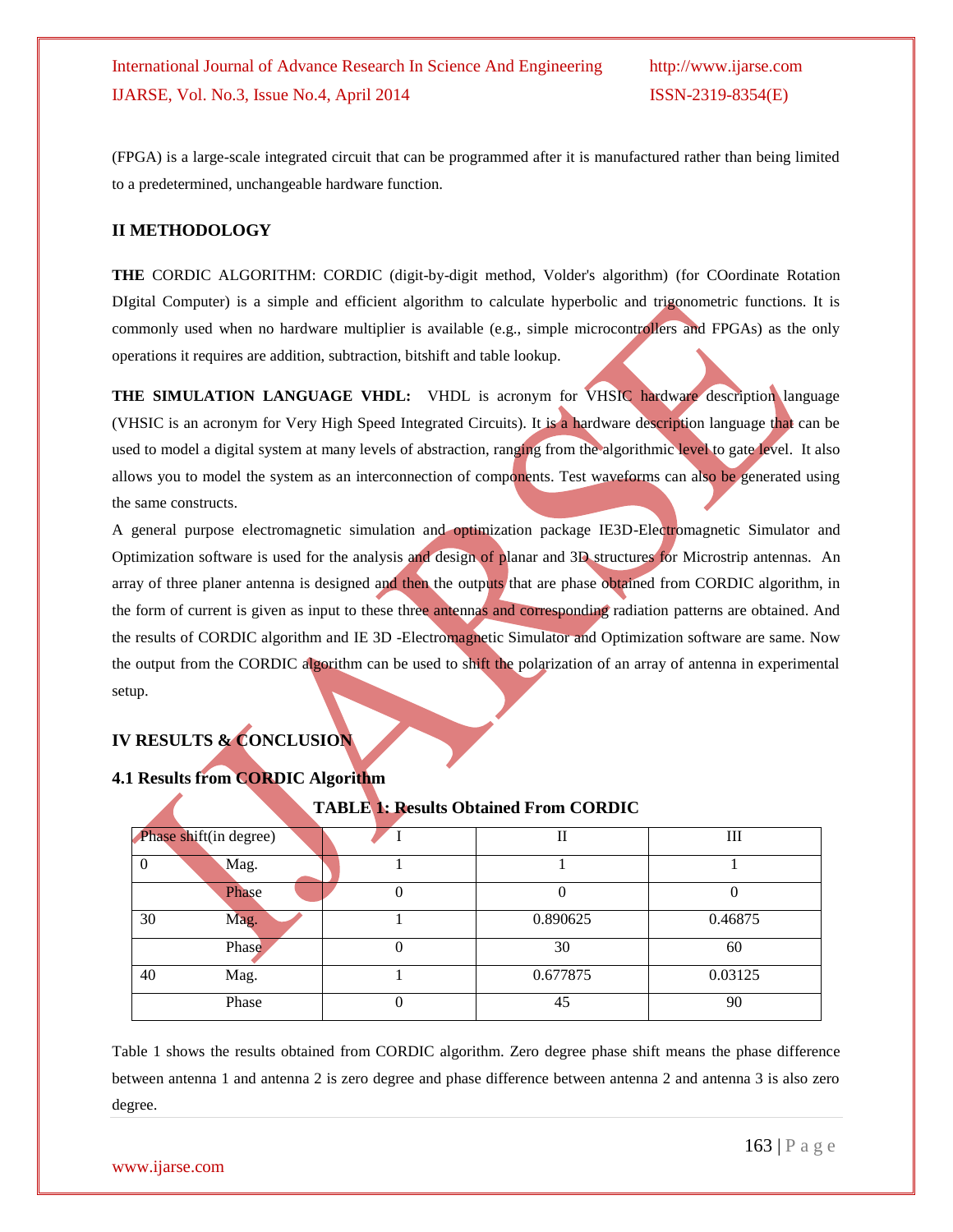(FPGA) is a large-scale integrated circuit that can be programmed after it is manufactured rather than being limited to a predetermined, unchangeable hardware function.

## II METHODOLOGY

**THE** CORDIC ALGORITHM: CORDIC (digit-by-digit method, Volder's algorithm) (for COordinate Rotation DIgital Computer) is a simple and efficient algorithm to calculate hyperbolic and trigonometric functions. It is commonly used when no hardware multiplier is available (e.g., simple microcontrollers and FPGAs) as the only operations it requires are addition, subtraction, bitshift and table lookup.

**THE SIMULATION LANGUAGE VHDL:** VHDL is acronym for VHSIC hardware description language (VHSIC is an acronym for Very High Speed Integrated Circuits). It is a hardware description language that can be used to model a digital system at many levels of abstraction, ranging from the algorithmic level to gate level. It also allows you to model the system as an interconnection of components. Test waveforms can also be generated using the same constructs.

A general purpose electromagnetic simulation and optimization package IE3D-Electromagnetic Simulator and Optimization software is used for the analysis and design of planar and 3D structures for Microstrip antennas. An array of three planer antenna is designed and then the outputs that are phase obtained from CORDIC algorithm, in the form of current is given as input to these three antennas and corresponding radiation patterns are obtained. And the results of CORDIC algorithm and IE 3D -Electromagnetic Simulator and Optimization software are same. Now the output from the CORDIC algorithm can be used to shift the polarization of an array of antenna in experimental setup.

## IV RESULTS & CONCLUSION

### 4.1 Results from CORDIC Algorithm

**TABLE 1: Results Obtained From CORDIC**

| Phase shift(in degree) | | I | II | III |
|---|---|---|---|---|
| 0 | Mag. | 1 | 1 | 1 |
| | Phase | 0 | 0 | 0 |
| 30 | Mag. | 1 | 0.890625 | 0.46875 |
| | Phase | 0 | 30 | 60 |
| 40 | Mag. | 1 | 0.677875 | 0.03125 |
| | Phase | 0 | 45 | 90 |

Table 1 shows the results obtained from CORDIC algorithm. Zero degree phase shift means the phase difference between antenna 1 and antenna 2 is zero degree and phase difference between antenna 2 and antenna 3 is also zero degree.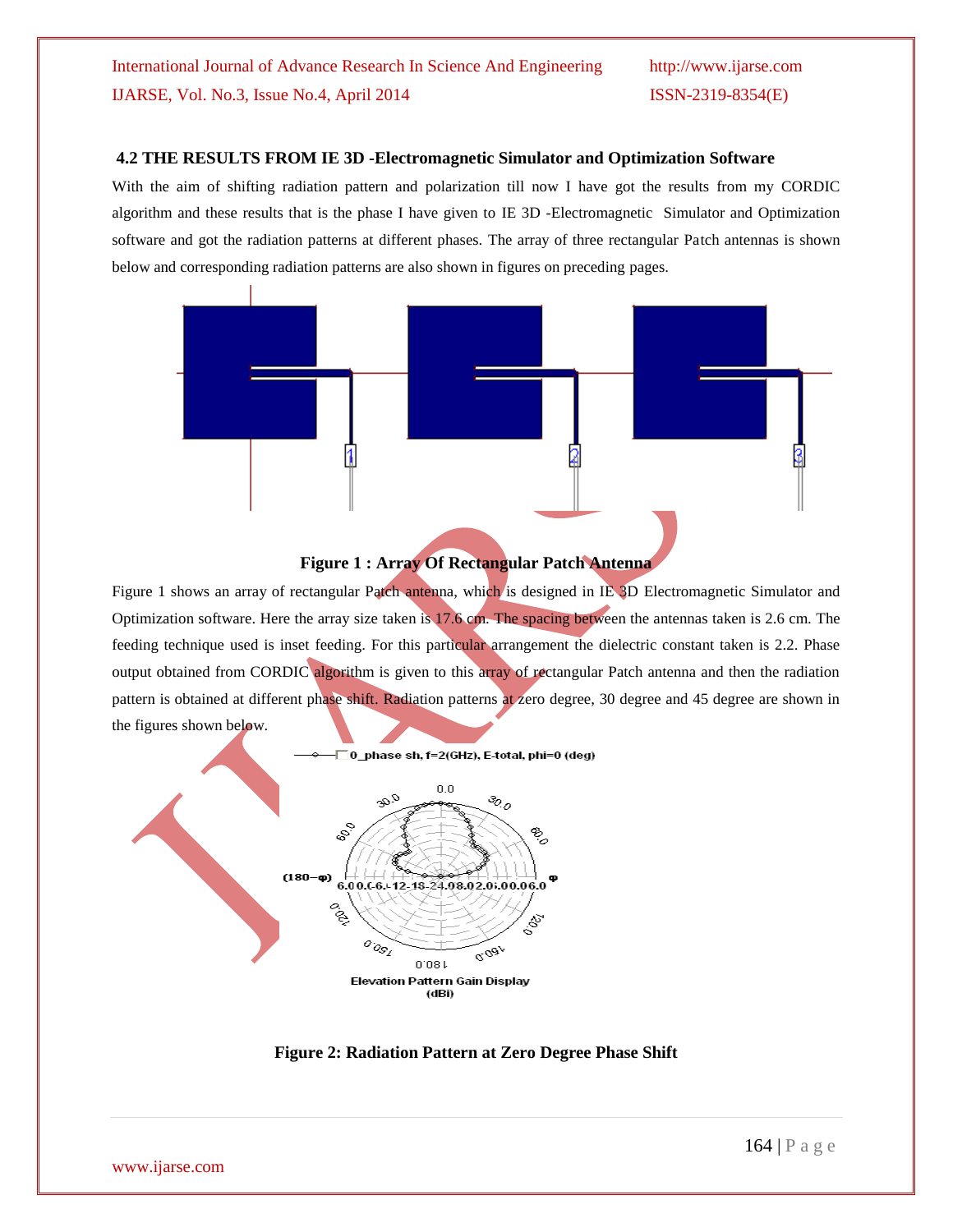### 4.2 THE RESULTS FROM IE 3D -Electromagnetic Simulator and Optimization Software

With the aim of shifting radiation pattern and polarization till now I have got the results from my CORDIC algorithm and these results that is the phase I have given to IE 3D -Electromagnetic Simulator and Optimization software and got the radiation patterns at different phases. The array of three rectangular Patch antennas is shown below and corresponding radiation patterns are also shown in figures on preceding pages.

**Figure 1 : Array Of Rectangular Patch Antenna**

Figure 1 shows an array of rectangular Patch antenna, which is designed in IE 3D Electromagnetic Simulator and Optimization software. Here the array size taken is 17.6 cm. The spacing between the antennas taken is 2.6 cm. The feeding technique used is inset feeding. For this particular arrangement the dielectric constant taken is 2.2. Phase output obtained from CORDIC algorithm is given to this array of rectangular Patch antenna and then the radiation pattern is obtained at different phase shift. Radiation patterns at zero degree, 30 degree and 45 degree are shown in the figures shown below.

**Figure 2: Radiation Pattern at Zero Degree Phase Shift**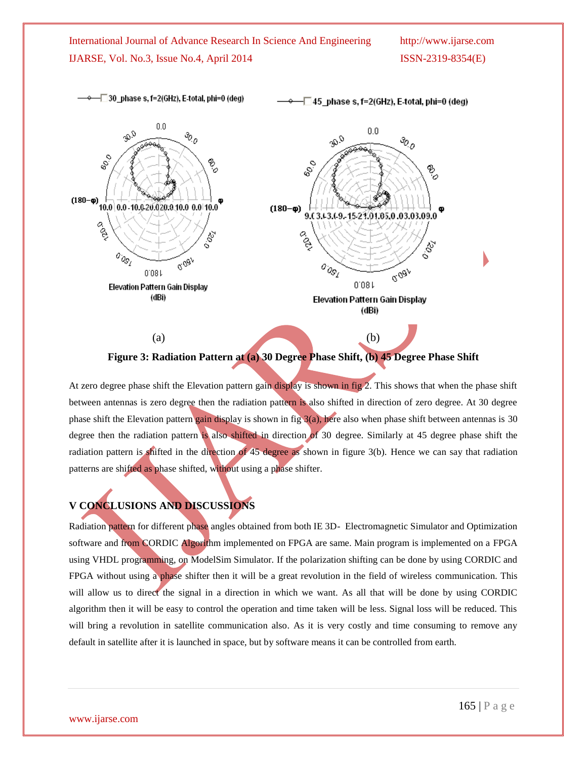(a) (b)

**Figure 3: Radiation Pattern at (a) 30 Degree Phase Shift, (b) 45 Degree Phase Shift**

At zero degree phase shift the Elevation pattern gain display is shown in fig 2. This shows that when the phase shift between antennas is zero degree then the radiation pattern is also shifted in direction of zero degree. At 30 degree phase shift the Elevation pattern gain display is shown in fig 3(a), here also when phase shift between antennas is 30 degree then the radiation pattern is also shifted in direction of 30 degree. Similarly at 45 degree phase shift the radiation pattern is shifted in the direction of 45 degree as shown in figure 3(b). Hence we can say that radiation patterns are shifted as phase shifted, without using a phase shifter.

## V CONCLUSIONS AND DISCUSSIONS

Radiation pattern for different phase angles obtained from both IE 3D- Electromagnetic Simulator and Optimization software and from CORDIC Algorithm implemented on FPGA are same. Main program is implemented on a FPGA using VHDL programming, on ModelSim Simulator. If the polarization shifting can be done by using CORDIC and FPGA without using a phase shifter then it will be a great revolution in the field of wireless communication. This will allow us to direct the signal in a direction in which we want. As all that will be done by using CORDIC algorithm then it will be easy to control the operation and time taken will be less. Signal loss will be reduced. This will bring a revolution in satellite communication also. As it is very costly and time consuming to remove any default in satellite after it is launched in space, but by software means it can be controlled from earth.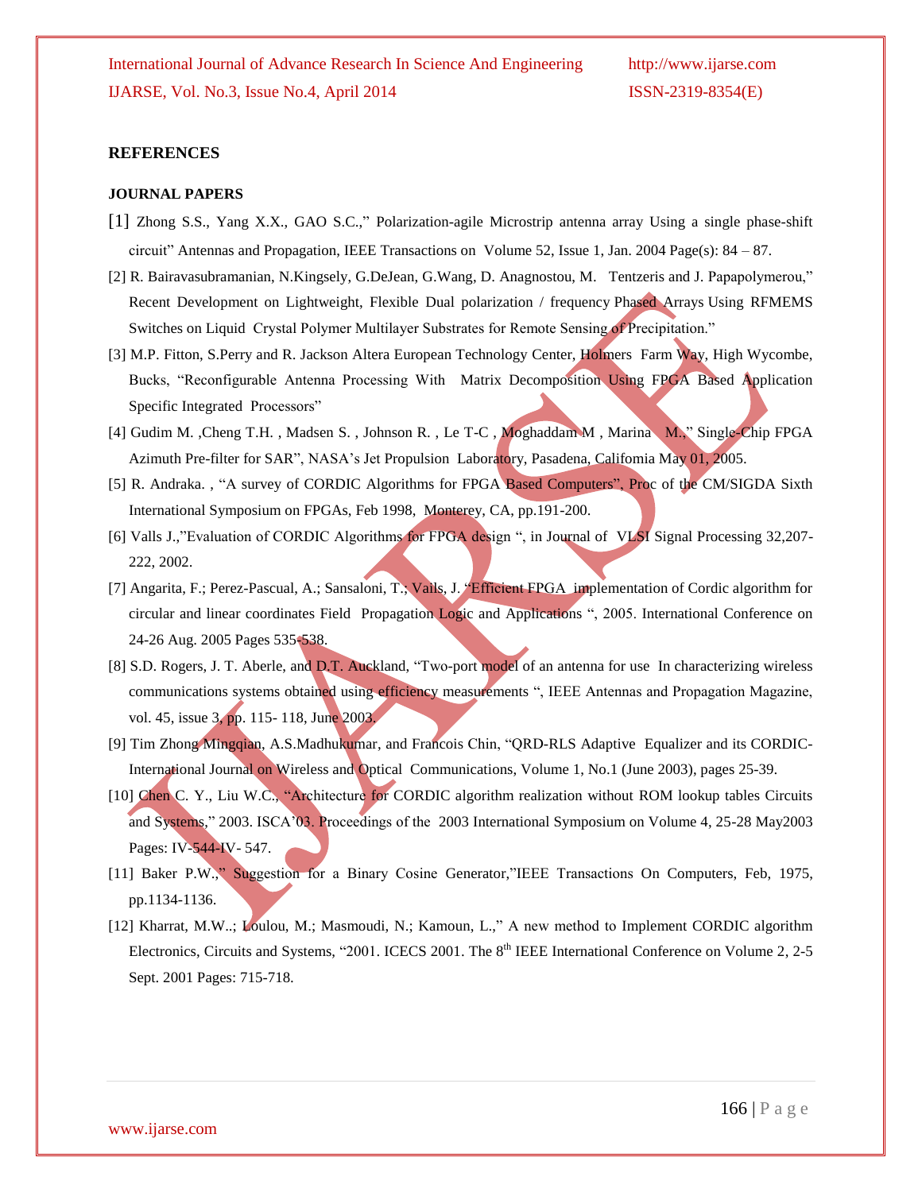## REFERENCES

### JOURNAL PAPERS

[1] Zhong S.S., Yang X.X., GAO S.C.," Polarization-agile Microstrip antenna array Using a single phase-shift circuit" Antennas and Propagation, IEEE Transactions on Volume 52, Issue 1, Jan. 2004 Page(s): 84 – 87.

[2] R. Bairavasubramanian, N.Kingsely, G.DeJean, G.Wang, D. Anagnostou, M. Tentzeris and J. Papapolymerou," Recent Development on Lightweight, Flexible Dual polarization / frequency Phased Arrays Using RFMEMS Switches on Liquid Crystal Polymer Multilayer Substrates for Remote Sensing of Precipitation."

[3] M.P. Fitton, S.Perry and R. Jackson Altera European Technology Center, Holmers Farm Way, High Wycombe, Bucks, "Reconfigurable Antenna Processing With Matrix Decomposition Using FPGA Based Application Specific Integrated Processors"

[4] Gudim M. ,Cheng T.H. , Madsen S. , Johnson R. , Le T-C , Moghaddam M , Marina M.," Single-Chip FPGA Azimuth Pre-filter for SAR", NASA's Jet Propulsion Laboratory, Pasadena, Califomia May 01, 2005.

[5] R. Andraka. , "A survey of CORDIC Algorithms for FPGA Based Computers", Proc of the CM/SIGDA Sixth International Symposium on FPGAs, Feb 1998, Monterey, CA, pp.191-200.

[6] Valls J.,"Evaluation of CORDIC Algorithms for FPGA design ", in Journal of VLSI Signal Processing 32,207-222, 2002.

[7] Angarita, F.; Perez-Pascual, A.; Sansaloni, T.; Vails, J. "Efficient FPGA implementation of Cordic algorithm for circular and linear coordinates Field Propagation Logic and Applications ", 2005. International Conference on 24-26 Aug. 2005 Pages 535-538.

[8] S.D. Rogers, J. T. Aberle, and D.T. Auckland, "Two-port model of an antenna for use In characterizing wireless communications systems obtained using efficiency measurements ", IEEE Antennas and Propagation Magazine, vol. 45, issue 3, pp. 115- 118, June 2003.

[9] Tim Zhong Mingqian, A.S.Madhukumar, and Francois Chin, "QRD-RLS Adaptive Equalizer and its CORDIC-International Journal on Wireless and Optical Communications, Volume 1, No.1 (June 2003), pages 25-39.

[10] Chen C. Y., Liu W.C., "Architecture for CORDIC algorithm realization without ROM lookup tables Circuits and Systems," 2003. ISCA'03. Proceedings of the 2003 International Symposium on Volume 4, 25-28 May2003 Pages: IV-544-IV- 547.

[11] Baker P.W.," Suggestion for a Binary Cosine Generator,"IEEE Transactions On Computers, Feb, 1975, pp.1134-1136.

[12] Kharrat, M.W..; Loulou, M.; Masmoudi, N.; Kamoun, L.," A new method to Implement CORDIC algorithm Electronics, Circuits and Systems, "2001. ICECS 2001. The 8th IEEE International Conference on Volume 2, 2-5 Sept. 2001 Pages: 715-718.